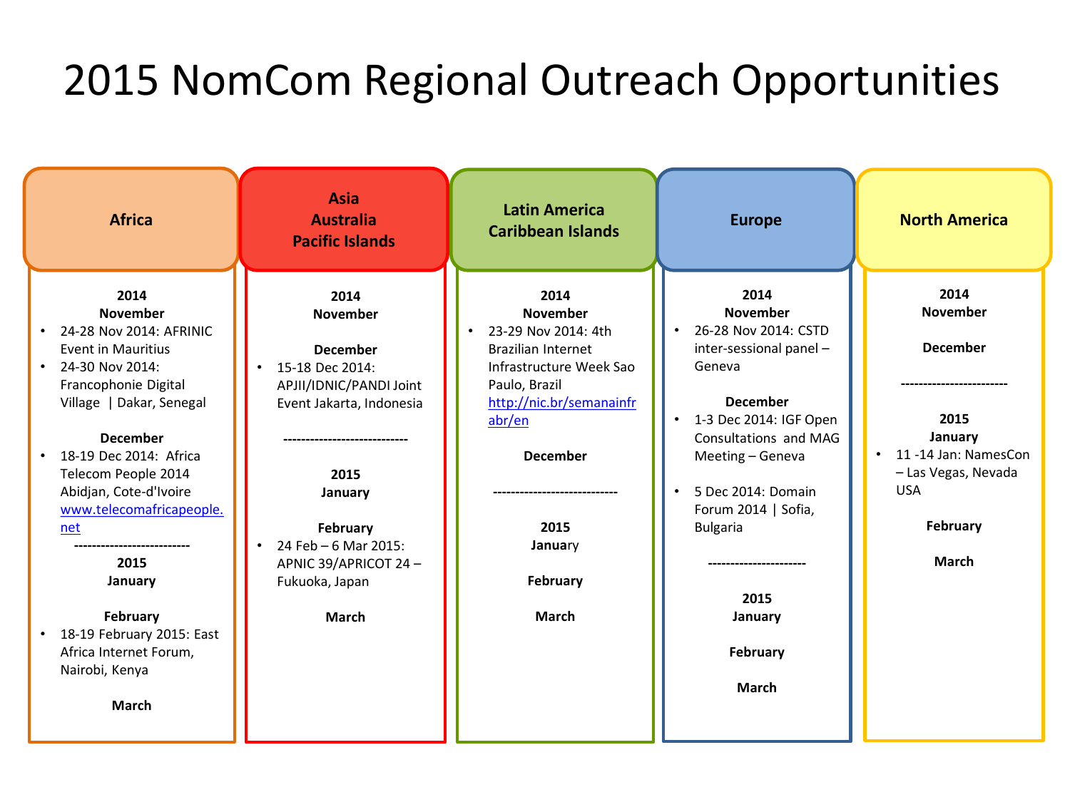# 2015 NomCom Regional Outreach Opportunities

## Africa

**2014**

**November**

- 24-28 Nov 2014: AFRINIC Event in Mauritius
- 24-30 Nov 2014: Francophonie Digital Village | Dakar, Senegal

**December**

- 18-19 Dec 2014: Africa Telecom People 2014 Abidjan, Cote-d'Ivoire [www.telecomafricapeople.net](www.telecomafricapeople.net)

--------------------------

**2015**

**January**

**February**

- 18-19 February 2015: East Africa Internet Forum, Nairobi, Kenya

**March**

## Asia Australia Pacific Islands

**2014**

**November**

**December**

- 15-18 Dec 2014: APJII/IDNIC/PANDI Joint Event Jakarta, Indonesia

----------------------------

**2015**

**January**

**February**

- 24 Feb – 6 Mar 2015: APNIC 39/APRICOT 24 – Fukuoka, Japan

**March**

## Latin America Caribbean Islands

**2014**

**November**

- 23-29 Nov 2014: 4th Brazilian Internet Infrastructure Week Sao Paulo, Brazil [http://nic.br/semanainfrabr/en](http://nic.br/semanainfrabr/en)

**December**

----------------------------

**2015**

January

**February**

**March**

## Europe

**2014**

**November**

- 26-28 Nov 2014: CSTD inter-sessional panel – Geneva

**December**

- 1-3 Dec 2014: IGF Open Consultations and MAG Meeting – Geneva
- 5 Dec 2014: Domain Forum 2014 | Sofia, Bulgaria

----------------------

**2015**

**January**

**February**

**March**

## North America

**2014**

**November**

**December**

------------------------

**2015**

**January**

- 11 -14 Jan: NamesCon – Las Vegas, Nevada USA

**February**

**March**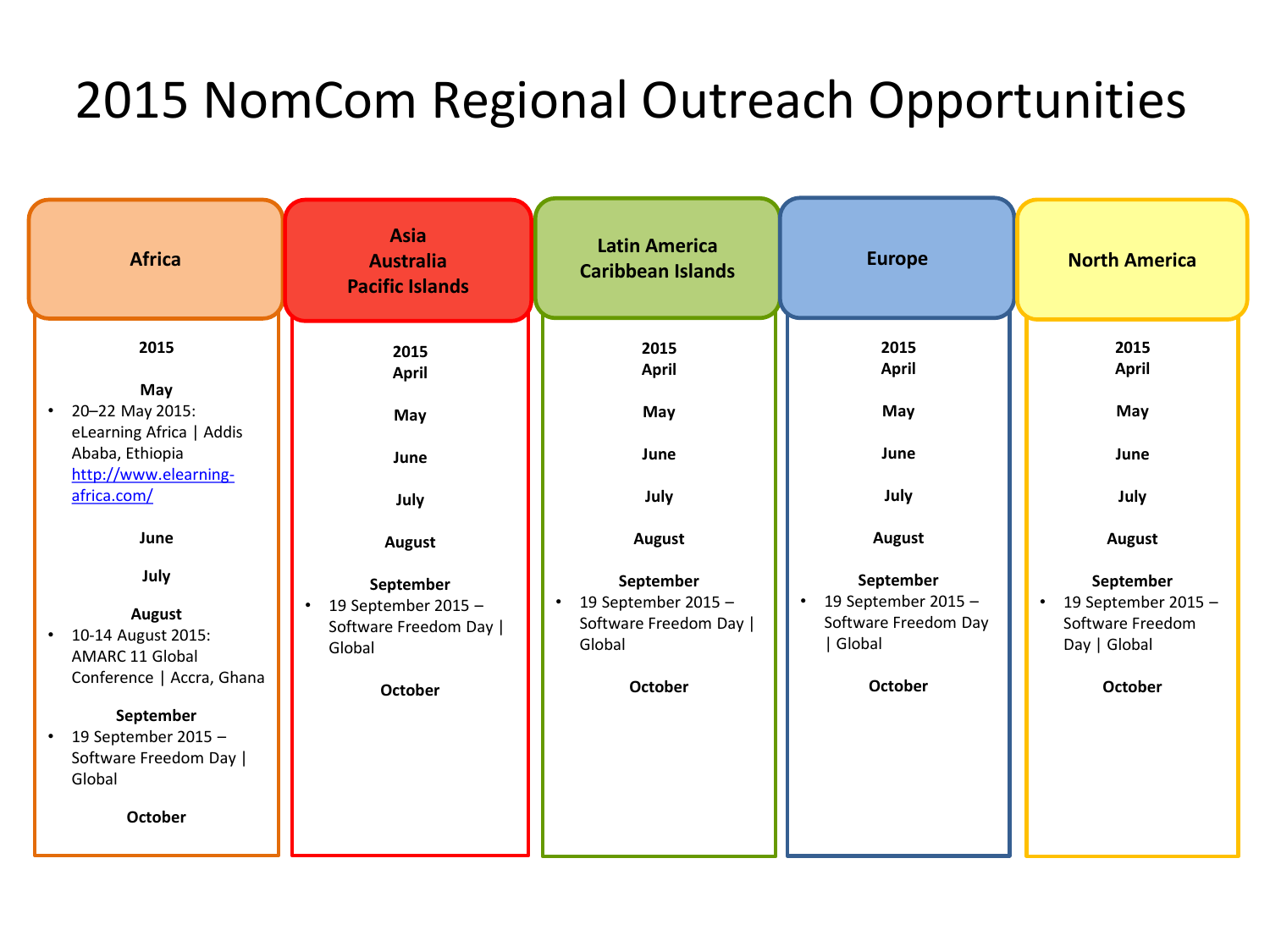# 2015 NomCom Regional Outreach Opportunities

## Africa

**2015**

**May**

- 20–22 May 2015: eLearning Africa | Addis Ababa, Ethiopia http://www.elearning-africa.com/

**June**

**July**

**August**

- 10-14 August 2015: AMARC 11 Global Conference | Accra, Ghana

**September**

- 19 September 2015 – Software Freedom Day | Global

**October**

## Asia Australia Pacific Islands

**2015**
**April**

**May**

**June**

**July**

**August**

**September**

- 19 September 2015 – Software Freedom Day | Global

**October**

## Latin America Caribbean Islands

**2015**
**April**

**May**

**June**

**July**

**August**

**September**

- 19 September 2015 – Software Freedom Day | Global

**October**

## Europe

**2015**
**April**

**May**

**June**

**July**

**August**

**September**

- 19 September 2015 – Software Freedom Day | Global

**October**

## North America

**2015**
**April**

**May**

**June**

**July**

**August**

**September**

- 19 September 2015 – Software Freedom Day | Global

**October**